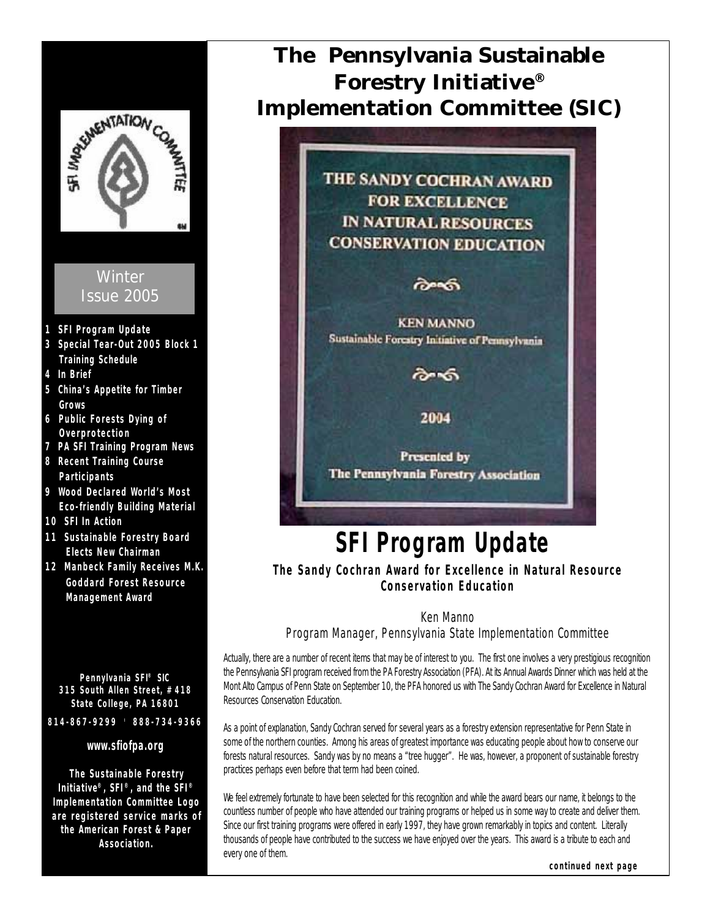# The Pennsylvania Sustainable Forestry Initiative® Implementation Committee (SIC)

Winter Issue 2005

- 1 SFI Program Update
- 3 Special Tear-Out 2005 Block 1 Training Schedule
- 4 In Brief
- 5 China's Appetite for Timber Grows
- 6 Public Forests Dying of Overprotection
- 7 PA SFI Training Program News
- 8 Recent Training Course Participants
- 9 Wood Declared World's Most Eco-friendly Building Material
- 10 SFI In Action
- 11 Sustainable Forestry Board Elects New Chairman
- 12 Manbeck Family Receives M.K. Goddard Forest Resource Management Award

**Pennylvania SFI® SIC**
**315 South Allen Street, #418**
**State College, PA 16801**
**814-867-9299 · 888-734-9366**

**www.sfiofpa.org**

**The Sustainable Forestry Initiative®, SFI®, and the SFI® Implementation Committee Logo are registered service marks of the American Forest & Paper Association.**

THE SANDY COCHRAN AWARD FOR EXCELLENCE IN NATURAL RESOURCES CONSERVATION EDUCATION

KEN MANNO
Sustainable Forestry Initiative of Pennsylvania

2004

Presented by
The Pennsylvania Forestry Association

## SFI Program Update

### The Sandy Cochran Award for Excellence in Natural Resource Conservation Education

Ken Manno
Program Manager, Pennsylvania State Implementation Committee

Actually, there are a number of recent items that may be of interest to you. The first one involves a very prestigious recognition the Pennsylvania SFI program received from the PA Forestry Association (PFA). At its Annual Awards Dinner which was held at the Mont Alto Campus of Penn State on September 10, the PFA honored us with The Sandy Cochran Award for Excellence in Natural Resources Conservation Education.

As a point of explanation, Sandy Cochran served for several years as a forestry extension representative for Penn State in some of the northern counties. Among his areas of greatest importance was educating people about how to conserve our forests natural resources. Sandy was by no means a "tree hugger". He was, however, a proponent of sustainable forestry practices perhaps even before that term had been coined.

We feel extremely fortunate to have been selected for this recognition and while the award bears our name, it belongs to the countless number of people who have attended our training programs or helped us in some way to create and deliver them. Since our first training programs were offered in early 1997, they have grown remarkably in topics and content. Literally thousands of people have contributed to the success we have enjoyed over the years. This award is a tribute to each and every one of them.

**continued next page**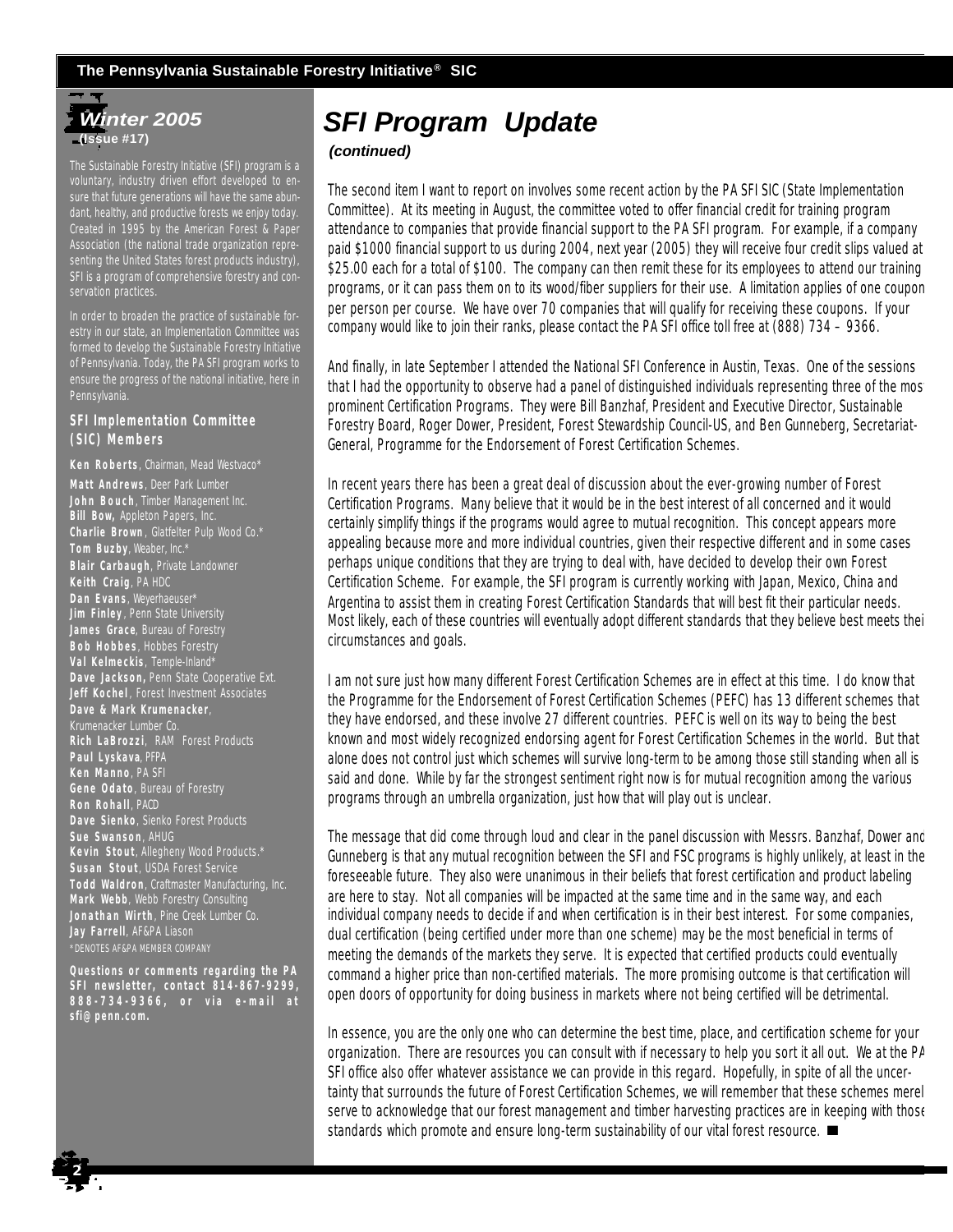# SFI Program Update

***(continued)***

The second item I want to report on involves some recent action by the PA SFI SIC (State Implementation Committee). At its meeting in August, the committee voted to offer financial credit for training program attendance to companies that provide financial support to the PA SFI program. For example, if a company paid $1000 financial support to us during 2004, next year (2005) they will receive four credit slips valued at $25.00 each for a total of $100. The company can then remit these for its employees to attend our training programs, or it can pass them on to its wood/fiber suppliers for their use. A limitation applies of one coupon per person per course. We have over 70 companies that will qualify for receiving these coupons. If your company would like to join their ranks, please contact the PA SFI office toll free at (888) 734 – 9366.

And finally, in late September I attended the National SFI Conference in Austin, Texas. One of the sessions that I had the opportunity to observe had a panel of distinguished individuals representing three of the most prominent Certification Programs. They were Bill Banzhaf, President and Executive Director, Sustainable Forestry Board, Roger Dower, President, Forest Stewardship Council-US, and Ben Gunneberg, Secretariat-General, Programme for the Endorsement of Forest Certification Schemes.

In recent years there has been a great deal of discussion about the ever-growing number of Forest Certification Programs. Many believe that it would be in the best interest of all concerned and it would certainly simplify things if the programs would agree to mutual recognition. This concept appears more appealing because more and more individual countries, given their respective different and in some cases perhaps unique conditions that they are trying to deal with, have decided to develop their own Forest Certification Scheme. For example, the SFI program is currently working with Japan, Mexico, China and Argentina to assist them in creating Forest Certification Standards that will best fit their particular needs. Most likely, each of these countries will eventually adopt different standards that they believe best meets their circumstances and goals.

I am not sure just how many different Forest Certification Schemes are in effect at this time. I do know that the Programme for the Endorsement of Forest Certification Schemes (PEFC) has 13 different schemes that they have endorsed, and these involve 27 different countries. PEFC is well on its way to being the best known and most widely recognized endorsing agent for Forest Certification Schemes in the world. But that alone does not control just which schemes will survive long-term to be among those still standing when all is said and done. While by far the strongest sentiment right now is for mutual recognition among the various programs through an umbrella organization, just how that will play out is unclear.

The message that did come through loud and clear in the panel discussion with Messrs. Banzhaf, Dower and Gunneberg is that any mutual recognition between the SFI and FSC programs is highly unlikely, at least in the foreseeable future. They also were unanimous in their beliefs that forest certification and product labeling are here to stay. Not all companies will be impacted at the same time and in the same way, and each individual company needs to decide if and when certification is in their best interest. For some companies, dual certification (being certified under more than one scheme) may be the most beneficial in terms of meeting the demands of the markets they serve. It is expected that certified products could eventually command a higher price than non-certified materials. The more promising outcome is that certification will open doors of opportunity for doing business in markets where not being certified will be detrimental.

In essence, you are the only one who can determine the best time, place, and certification scheme for your organization. There are resources you can consult with if necessary to help you sort it all out. We at the PA SFI office also offer whatever assistance we can provide in this regard. Hopefully, in spite of all the uncertainty that surrounds the future of Forest Certification Schemes, we will remember that these schemes merely serve to acknowledge that our forest management and timber harvesting practices are in keeping with those standards which promote and ensure long-term sustainability of our vital forest resource. ■

---

***Winter 2005***
**(Issue #17)**

The Sustainable Forestry Initiative (SFI) program is a voluntary, industry driven effort developed to ensure that future generations will have the same abundant, healthy, and productive forests we enjoy today. Created in 1995 by the American Forest & Paper Association (the national trade organization representing the United States forest products industry), SFI is a program of comprehensive forestry and conservation practices.

In order to broaden the practice of sustainable forestry in our state, an Implementation Committee was formed to develop the Sustainable Forestry Initiative of Pennsylvania. Today, the PA SFI program works to ensure the progress of the national initiative, here in Pennsylvania.

### SFI Implementation Committee (SIC) Members

**Ken Roberts**, Chairman, Mead Westvaco*
**Matt Andrews**, Deer Park Lumber
**John Bouch**, Timber Management Inc.
**Bill Bow,** Appleton Papers, Inc.
**Charlie Brown**, Glatfelter Pulp Wood Co.*
**Tom Buzby**, Weaber, Inc.*
**Blair Carbaugh**, Private Landowner
**Keith Craig**, PA HDC
**Dan Evans**, Weyerhaeuser*
**Jim Finley**, Penn State University
**James Grace**, Bureau of Forestry
**Bob Hobbes**, Hobbes Forestry
**Val Kelmeckis**, Temple-Inland*
**Dave Jackson,** Penn State Cooperative Ext.
**Jeff Kochel**, Forest Investment Associates
**Dave & Mark Krumenacker**, Krumenacker Lumber Co.
**Rich LaBrozzi**, RAM Forest Products
**Paul Lyskava**, PFPA
**Ken Manno**, PA SFI
**Gene Odato**, Bureau of Forestry
**Ron Rohall**, PACD
**Dave Sienko**, Sienko Forest Products
**Sue Swanson**, AHUG
**Kevin Stout**, Allegheny Wood Products.*
**Susan Stout**, USDA Forest Service
**Todd Waldron**, Craftmaster Manufacturing, Inc.
**Mark Webb**, Webb Forestry Consulting
**Jonathan Wirth**, Pine Creek Lumber Co.
**Jay Farrell**, AF&PA Liason
*DENOTES AF&PA MEMBER COMPANY

**Questions or comments regarding the PA SFI newsletter, contact 814-867-9299, 888-734-9366, or via e-mail at sfi@penn.com.**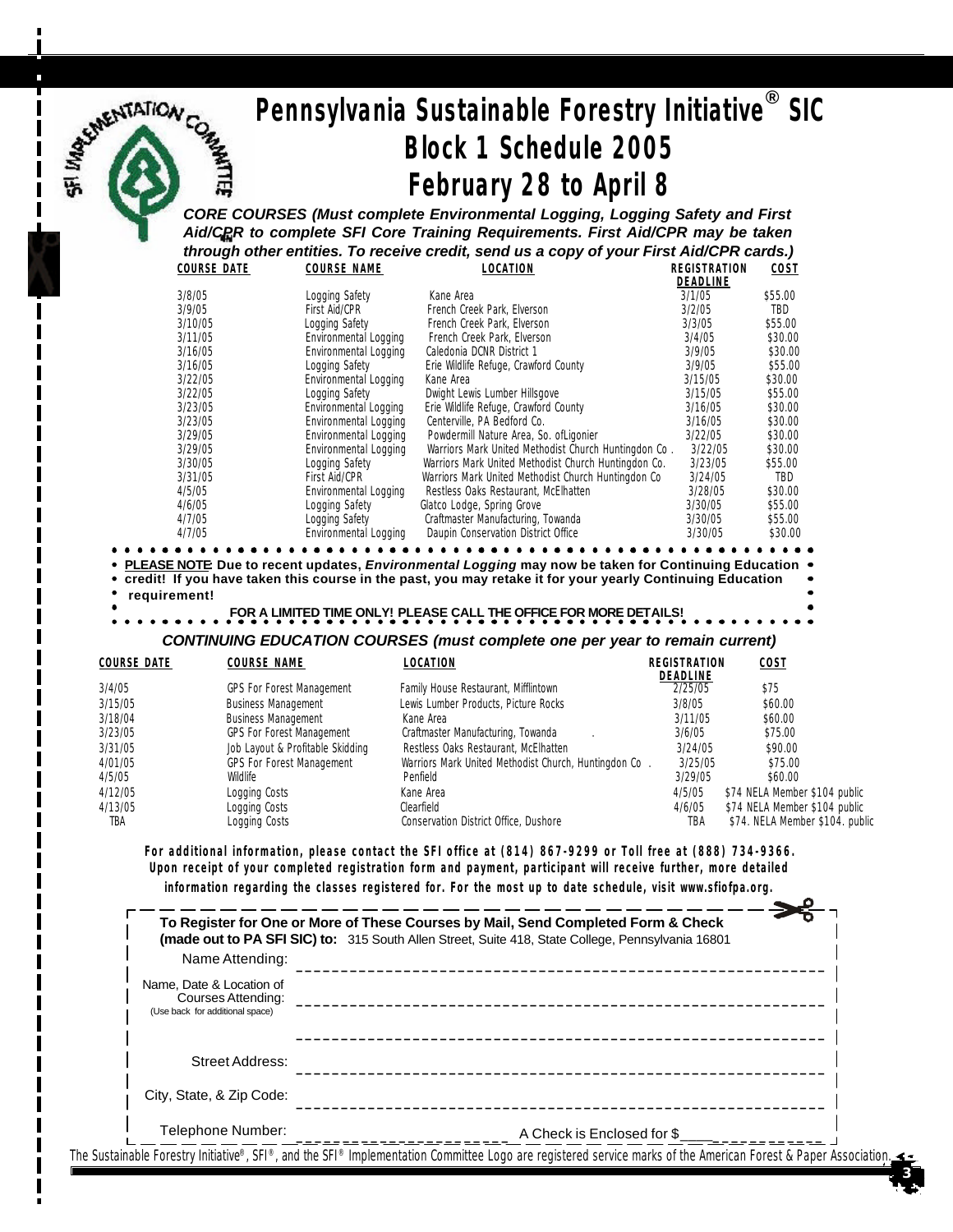# Pennsylvania Sustainable Forestry Initiative® SIC

## Block 1 Schedule 2005

## February 28 to April 8

***CORE COURSES (Must complete Environmental Logging, Logging Safety and First Aid/CPR to complete SFI Core Training Requirements. First Aid/CPR may be taken through other entities. To receive credit, send us a copy of your First Aid/CPR cards.)***

| COURSE DATE | COURSE NAME | LOCATION | REGISTRATION DEADLINE | COST |
|---|---|---|---|---|
| 3/8/05 | Logging Safety | Kane Area | 3/1/05 | $55.00 |
| 3/9/05 | First Aid/CPR | French Creek Park, Elverson | 3/2/05 | TBD |
| 3/10/05 | Logging Safety | French Creek Park, Elverson | 3/3/05 | $55.00 |
| 3/11/05 | Environmental Logging | French Creek Park, Elverson | 3/4/05 | $30.00 |
| 3/16/05 | Environmental Logging | Caledonia DCNR District 1 | 3/9/05 | $30.00 |
| 3/16/05 | Logging Safety | Erie Wildlife Refuge, Crawford County | 3/9/05 | $55.00 |
| 3/22/05 | Environmental Logging | Kane Area | 3/15/05 | $30.00 |
| 3/22/05 | Logging Safety | Dwight Lewis Lumber Hillsgove | 3/15/05 | $55.00 |
| 3/23/05 | Environmental Logging | Erie Wildlife Refuge, Crawford County | 3/16/05 | $30.00 |
| 3/23/05 | Environmental Logging | Centerville, PA Bedford Co. | 3/16/05 | $30.00 |
| 3/29/05 | Environmental Logging | Powdermill Nature Area, So. ofLigonier | 3/22/05 | $30.00 |
| 3/29/05 | Environmental Logging | Warriors Mark United Methodist Church Huntingdon Co . | 3/22/05 | $30.00 |
| 3/30/05 | Logging Safety | Warriors Mark United Methodist Church Huntingdon Co. | 3/23/05 | $55.00 |
| 3/31/05 | First Aid/CPR | Warriors Mark United Methodist Church Huntingdon Co | 3/24/05 | TBD |
| 4/5/05 | Environmental Logging | Restless Oaks Restaurant, McElhatten | 3/28/05 | $30.00 |
| 4/6/05 | Logging Safety | Glatco Lodge, Spring Grove | 3/30/05 | $55.00 |
| 4/7/05 | Logging Safety | Craftmaster Manufacturing, Towanda | 3/30/05 | $55.00 |
| 4/7/05 | Environmental Logging | Daupin Conservation District Office | 3/30/05 | $30.00 |

**PLEASE NOTE: Due to recent updates, *Environmental Logging* may now be taken for Continuing Education credit! If you have taken this course in the past, you may retake it for your yearly Continuing Education requirement!**

**FOR A LIMITED TIME ONLY! PLEASE CALL THE OFFICE FOR MORE DETAILS!**

***CONTINUING EDUCATION COURSES (must complete one per year to remain current)***

| COURSE DATE | COURSE NAME | LOCATION | REGISTRATION DEADLINE | COST |
|---|---|---|---|---|
| 3/4/05 | GPS For Forest Management | Family House Restaurant, Mifflintown | 2/25/05 | $75 |
| 3/15/05 | Business Management | Lewis Lumber Products, Picture Rocks | 3/8/05 | $60.00 |
| 3/18/04 | Business Management | Kane Area | 3/11/05 | $60.00 |
| 3/23/05 | GPS For Forest Management | Craftmaster Manufacturing, Towanda | 3/6/05 | $75.00 |
| 3/31/05 | Job Layout & Profitable Skidding | Restless Oaks Restaurant, McElhatten | 3/24/05 | $90.00 |
| 4/01/05 | GPS For Forest Management | Warriors Mark United Methodist Church, Huntingdon Co . | 3/25/05 | $75.00 |
| 4/5/05 | Wildlife | Penfield | 3/29/05 | $60.00 |
| 4/12/05 | Logging Costs | Kane Area | 4/5/05 | $74 NELA Member $104 public |
| 4/13/05 | Logging Costs | Clearfield | 4/6/05 | $74 NELA Member $104 public |
| TBA | Logging Costs | Conservation District Office, Dushore | TBA | $74. NELA Member $104. public |

**For additional information, please contact the SFI office at (814) 867-9299 or Toll free at (888) 734-9366. Upon receipt of your completed registration form and payment, participant will receive further, more detailed information regarding the classes registered for. For the most up to date schedule, visit www.sfiofpa.org.**

**To Register for One or More of These Courses by Mail, Send Completed Form & Check (made out to PA SFI SIC) to:** 315 South Allen Street, Suite 418, State College, Pennsylvania 16801

Name Attending: ____________________

Name, Date & Location of Courses Attending: ____________________
(Use back for additional space)

____________________

Street Address: ____________________

City, State, & Zip Code: ____________________

Telephone Number: ____________________ A Check is Enclosed for $____________

The Sustainable Forestry Initiative®, SFI®, and the SFI® Implementation Committee Logo are registered service marks of the American Forest & Paper Association.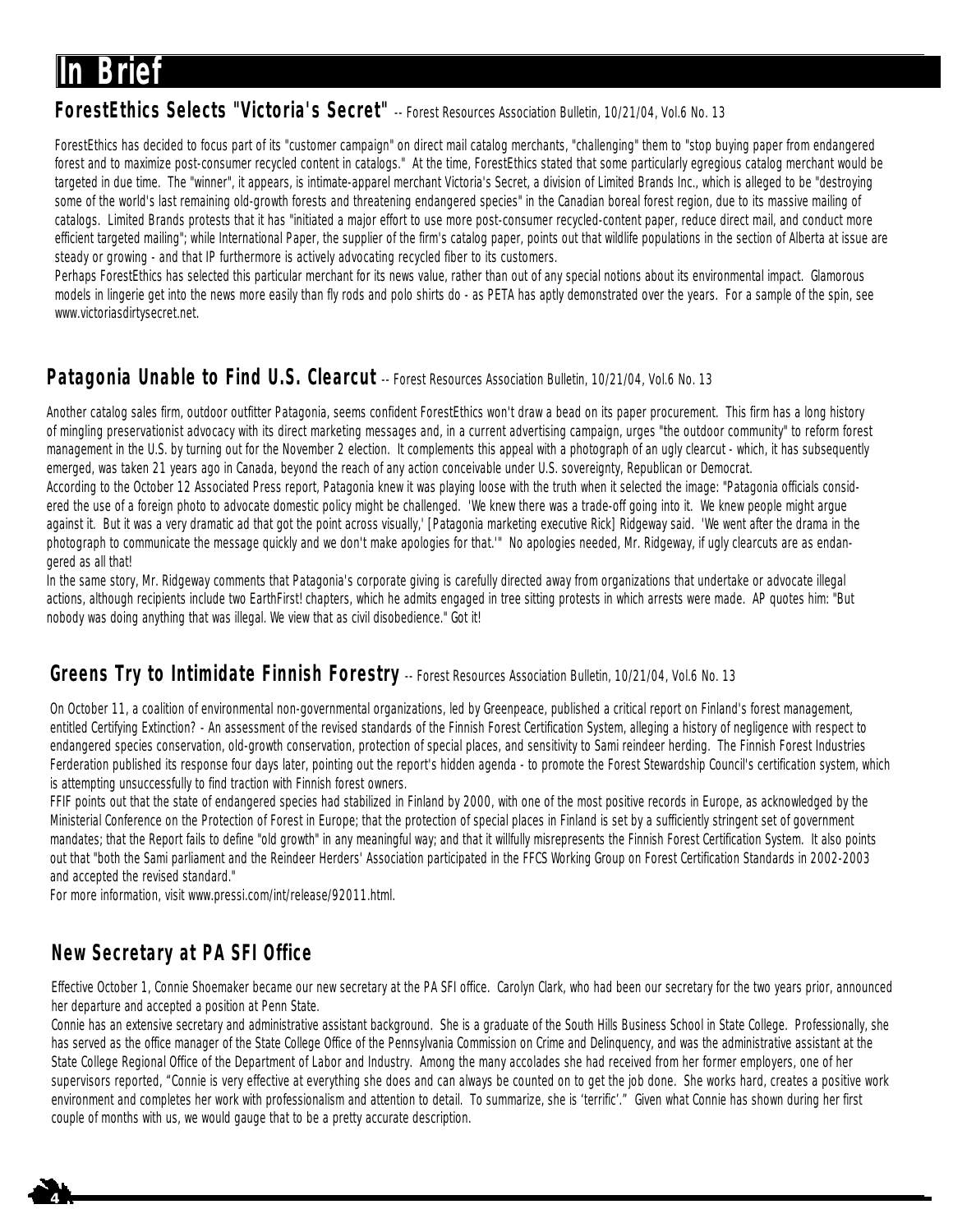# In Brief

## ForestEthics Selects "Victoria's Secret" -- Forest Resources Association Bulletin, 10/21/04, Vol.6 No. 13

ForestEthics has decided to focus part of its "customer campaign" on direct mail catalog merchants, "challenging" them to "stop buying paper from endangered forest and to maximize post-consumer recycled content in catalogs." At the time, ForestEthics stated that some particularly egregious catalog merchant would be targeted in due time. The "winner", it appears, is intimate-apparel merchant Victoria's Secret, a division of Limited Brands Inc., which is alleged to be "destroying some of the world's last remaining old-growth forests and threatening endangered species" in the Canadian boreal forest region, due to its massive mailing of catalogs. Limited Brands protests that it has "initiated a major effort to use more post-consumer recycled-content paper, reduce direct mail, and conduct more efficient targeted mailing"; while International Paper, the supplier of the firm's catalog paper, points out that wildlife populations in the section of Alberta at issue are steady or growing - and that IP furthermore is actively advocating recycled fiber to its customers.

Perhaps ForestEthics has selected this particular merchant for its news value, rather than out of any special notions about its environmental impact. Glamorous models in lingerie get into the news more easily than fly rods and polo shirts do - as PETA has aptly demonstrated over the years. For a sample of the spin, see www.victoriasdirtysecret.net.

## Patagonia Unable to Find U.S. Clearcut -- Forest Resources Association Bulletin, 10/21/04, Vol.6 No. 13

Another catalog sales firm, outdoor outfitter Patagonia, seems confident ForestEthics won't draw a bead on its paper procurement. This firm has a long history of mingling preservationist advocacy with its direct marketing messages and, in a current advertising campaign, urges "the outdoor community" to reform forest management in the U.S. by turning out for the November 2 election. It complements this appeal with a photograph of an ugly clearcut - which, it has subsequently emerged, was taken 21 years ago in Canada, beyond the reach of any action conceivable under U.S. sovereignty, Republican or Democrat.

According to the October 12 Associated Press report, Patagonia knew it was playing loose with the truth when it selected the image: "Patagonia officials considered the use of a foreign photo to advocate domestic policy might be challenged. 'We knew there was a trade-off going into it. We knew people might argue against it. But it was a very dramatic ad that got the point across visually,' [Patagonia marketing executive Rick] Ridgeway said. 'We went after the drama in the photograph to communicate the message quickly and we don't make apologies for that.'" No apologies needed, Mr. Ridgeway, if ugly clearcuts are as endangered as all that!

In the same story, Mr. Ridgeway comments that Patagonia's corporate giving is carefully directed away from organizations that undertake or advocate illegal actions, although recipients include two EarthFirst! chapters, which he admits engaged in tree sitting protests in which arrests were made. AP quotes him: "But nobody was doing anything that was illegal. We view that as civil disobedience." Got it!

## Greens Try to Intimidate Finnish Forestry -- Forest Resources Association Bulletin, 10/21/04, Vol.6 No. 13

On October 11, a coalition of environmental non-governmental organizations, led by Greenpeace, published a critical report on Finland's forest management, entitled Certifying Extinction? - An assessment of the revised standards of the Finnish Forest Certification System, alleging a history of negligence with respect to endangered species conservation, old-growth conservation, protection of special places, and sensitivity to Sami reindeer herding. The Finnish Forest Industries Ferderation published its response four days later, pointing out the report's hidden agenda - to promote the Forest Stewardship Council's certification system, which is attempting unsuccessfully to find traction with Finnish forest owners.

FFIF points out that the state of endangered species had stabilized in Finland by 2000, with one of the most positive records in Europe, as acknowledged by the Ministerial Conference on the Protection of Forest in Europe; that the protection of special places in Finland is set by a sufficiently stringent set of government mandates; that the Report fails to define "old growth" in any meaningful way; and that it willfully misrepresents the Finnish Forest Certification System. It also points out that "both the Sami parliament and the Reindeer Herders' Association participated in the FFCS Working Group on Forest Certification Standards in 2002-2003 and accepted the revised standard."

For more information, visit www.pressi.com/int/release/92011.html.

## New Secretary at PA SFI Office

Effective October 1, Connie Shoemaker became our new secretary at the PA SFI office. Carolyn Clark, who had been our secretary for the two years prior, announced her departure and accepted a position at Penn State.

Connie has an extensive secretary and administrative assistant background. She is a graduate of the South Hills Business School in State College. Professionally, she has served as the office manager of the State College Office of the Pennsylvania Commission on Crime and Delinquency, and was the administrative assistant at the State College Regional Office of the Department of Labor and Industry. Among the many accolades she had received from her former employers, one of her supervisors reported, "Connie is very effective at everything she does and can always be counted on to get the job done. She works hard, creates a positive work environment and completes her work with professionalism and attention to detail. To summarize, she is 'terrific'." Given what Connie has shown during her first couple of months with us, we would gauge that to be a pretty accurate description.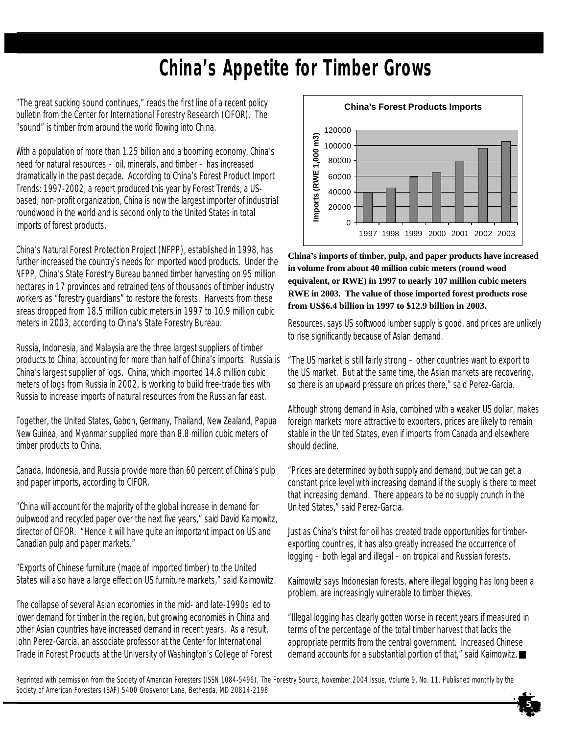# China's Appetite for Timber Grows

"The great sucking sound continues," reads the first line of a recent policy bulletin from the Center for International Forestry Research (CIFOR). The "sound" is timber from around the world flowing into China.

With a population of more than 1.25 billion and a booming economy, China's need for natural resources – oil, minerals, and timber – has increased dramatically in the past decade. According to China's Forest Product Import Trends: 1997-2002, a report produced this year by Forest Trends, a US-based, non-profit organization, China is now the largest importer of industrial roundwood in the world and is second only to the United States in total imports of forest products.

China's Natural Forest Protection Project (NFPP), established in 1998, has further increased the country's needs for imported wood products. Under the NFPP, China's State Forestry Bureau banned timber harvesting on 95 million hectares in 17 provinces and retrained tens of thousands of timber industry workers as "forestry guardians" to restore the forests. Harvests from these areas dropped from 18.5 million cubic meters in 1997 to 10.9 million cubic meters in 2003, according to China's State Forestry Bureau.

Russia, Indonesia, and Malaysia are the three largest suppliers of timber products to China, accounting for more than half of China's imports. Russia is China's largest supplier of logs. China, which imported 14.8 million cubic meters of logs from Russia in 2002, is working to build free-trade ties with Russia to increase imports of natural resources from the Russian far east.

Together, the United States, Gabon, Germany, Thailand, New Zealand, Papua New Guinea, and Myanmar supplied more than 8.8 million cubic meters of timber products to China.

Canada, Indonesia, and Russia provide more than 60 percent of China's pulp and paper imports, according to CIFOR.

"China will account for the majority of the global increase in demand for pulpwood and recycled paper over the next five years," said David Kaimowitz, director of CIFOR. "Hence it will have quite an important impact on US and Canadian pulp and paper markets."

"Exports of Chinese furniture (made of imported timber) to the United States will also have a large effect on US furniture markets," said Kaimowitz.

The collapse of several Asian economies in the mid- and late-1990s led to lower demand for timber in the region, but growing economies in China and other Asian countries have increased demand in recent years. As a result, John Perez-Garcia, an associate professor at the Center for International Trade in Forest Products at the University of Washington's College of Forest Resources, says US softwood lumber supply is good, and prices are unlikely to rise significantly because of Asian demand.

**China's Forest Products Imports**

| Year | Imports (RWE 1,000 m3) (approx.) |
|---|---|
| 1997 | 40000 |
| 1998 | 45000 |
| 1999 | 60000 |
| 2000 | 65000 |
| 2001 | 80000 |
| 2002 | 97000 |
| 2003 | 106000 |

**China's imports of timber, pulp, and paper products have increased in volume from about 40 million cubic meters (round wood equivalent, or RWE) in 1997 to nearly 107 million cubic meters RWE in 2003. The value of those imported forest products rose from US$6.4 billion in 1997 to $12.9 billion in 2003.**

"The US market is still fairly strong – other countries want to export to the US market. But at the same time, the Asian markets are recovering, so there is an upward pressure on prices there," said Perez-Garcia.

Although strong demand in Asia, combined with a weaker US dollar, makes foreign markets more attractive to exporters, prices are likely to remain stable in the United States, even if imports from Canada and elsewhere should decline.

"Prices are determined by both supply and demand, but we can get a constant price level with increasing demand if the supply is there to meet that increasing demand. There appears to be no supply crunch in the United States," said Perez-Garcia.

Just as China's thirst for oil has created trade opportunities for timber-exporting countries, it has also greatly increased the occurrence of logging – both legal and illegal – on tropical and Russian forests.

Kaimowitz says Indonesian forests, where illegal logging has long been a problem, are increasingly vulnerable to timber thieves.

"Illegal logging has clearly gotten worse in recent years if measured in terms of the percentage of the total timber harvest that lacks the appropriate permits from the central government. Increased Chinese demand accounts for a substantial portion of that," said Kaimowitz. ■

Reprinted with permission from the Society of American Foresters (ISSN 1084-5496), The Forestry Source, November 2004 Issue, Volume 9, No. 11. Published monthly by the Society of American Foresters (SAF) 5400 Grosvenor Lane, Bethesda, MD 20814-2198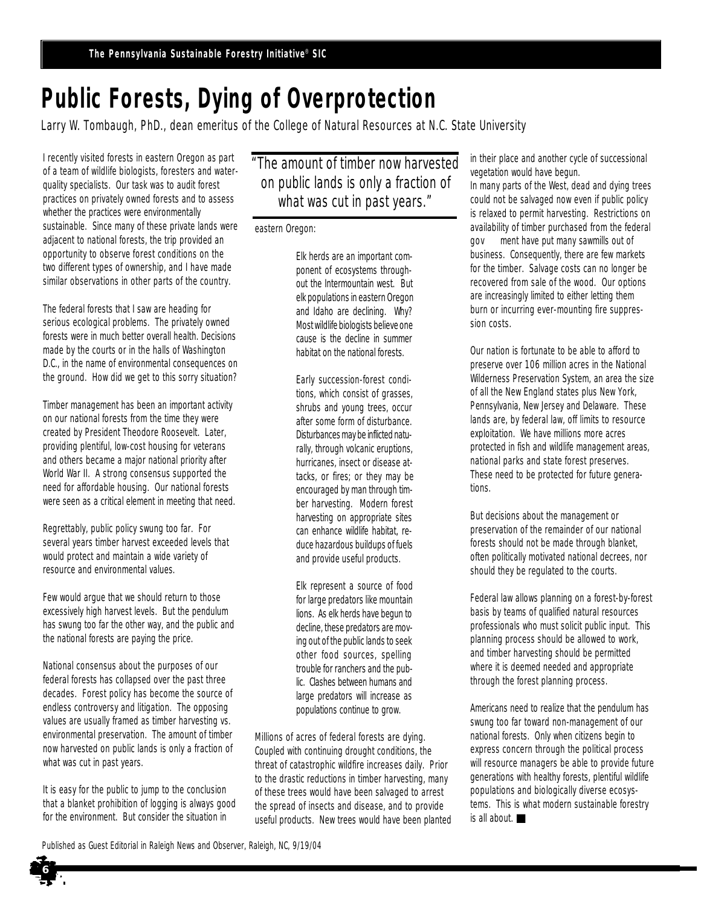# Public Forests, Dying of Overprotection

Larry W. Tombaugh, PhD., dean emeritus of the College of Natural Resources at N.C. State University

I recently visited forests in eastern Oregon as part of a team of wildlife biologists, foresters and water-quality specialists. Our task was to audit forest practices on privately owned forests and to assess whether the practices were environmentally sustainable. Since many of these private lands were adjacent to national forests, the trip provided an opportunity to observe forest conditions on the two different types of ownership, and I have made similar observations in other parts of the country.

The federal forests that I saw are heading for serious ecological problems. The privately owned forests were in much better overall health. Decisions made by the courts or in the halls of Washington D.C., in the name of environmental consequences on the ground. How did we get to this sorry situation?

Timber management has been an important activity on our national forests from the time they were created by President Theodore Roosevelt. Later, providing plentiful, low-cost housing for veterans and others became a major national priority after World War II. A strong consensus supported the need for affordable housing. Our national forests were seen as a critical element in meeting that need.

Regrettably, public policy swung too far. For several years timber harvest exceeded levels that would protect and maintain a wide variety of resource and environmental values.

Few would argue that we should return to those excessively high harvest levels. But the pendulum has swung too far the other way, and the public and the national forests are paying the price.

National consensus about the purposes of our federal forests has collapsed over the past three decades. Forest policy has become the source of endless controversy and litigation. The opposing values are usually framed as timber harvesting vs. environmental preservation. The amount of timber now harvested on public lands is only a fraction of what was cut in past years.

> "The amount of timber now harvested on public lands is only a fraction of what was cut in past years."

It is easy for the public to jump to the conclusion that a blanket prohibition of logging is always good for the environment. But consider the situation in eastern Oregon:

> Elk herds are an important component of ecosystems throughout the Intermountain west. But elk populations in eastern Oregon and Idaho are declining. Why? Most wildlife biologists believe one cause is the decline in summer habitat on the national forests.
>
> Early succession-forest conditions, which consist of grasses, shrubs and young trees, occur after some form of disturbance. Disturbances may be inflicted naturally, through volcanic eruptions, hurricanes, insect or disease attacks, or fires; or they may be encouraged by man through timber harvesting. Modern forest harvesting on appropriate sites can enhance wildlife habitat, reduce hazardous buildups of fuels and provide useful products.
>
> Elk represent a source of food for large predators like mountain lions. As elk herds have begun to decline, these predators are moving out of the public lands to seek other food sources, spelling trouble for ranchers and the public. Clashes between humans and large predators will increase as populations continue to grow.

Millions of acres of federal forests are dying. Coupled with continuing drought conditions, the threat of catastrophic wildfire increases daily. Prior to the drastic reductions in timber harvesting, many of these trees would have been salvaged to arrest the spread of insects and disease, and to provide useful products. New trees would have been planted in their place and another cycle of successional vegetation would have begun.

In many parts of the West, dead and dying trees could not be salvaged now even if public policy is relaxed to permit harvesting. Restrictions on availability of timber purchased from the federal gov ment have put many sawmills out of business. Consequently, there are few markets for the timber. Salvage costs can no longer be recovered from sale of the wood. Our options are increasingly limited to either letting them burn or incurring ever-mounting fire suppression costs.

Our nation is fortunate to be able to afford to preserve over 106 million acres in the National Wilderness Preservation System, an area the size of all the New England states plus New York, Pennsylvania, New Jersey and Delaware. These lands are, by federal law, off limits to resource exploitation. We have millions more acres protected in fish and wildlife management areas, national parks and state forest preserves. These need to be protected for future generations.

But decisions about the management or preservation of the remainder of our national forests should not be made through blanket, often politically motivated national decrees, nor should they be regulated to the courts.

Federal law allows planning on a forest-by-forest basis by teams of qualified natural resources professionals who must solicit public input. This planning process should be allowed to work, and timber harvesting should be permitted where it is deemed needed and appropriate through the forest planning process.

Americans need to realize that the pendulum has swung too far toward non-management of our national forests. Only when citizens begin to express concern through the political process will resource managers be able to provide future generations with healthy forests, plentiful wildlife populations and biologically diverse ecosystems. This is what modern sustainable forestry is all about. ■

Published as Guest Editorial in Raleigh News and Observer, Raleigh, NC, 9/19/04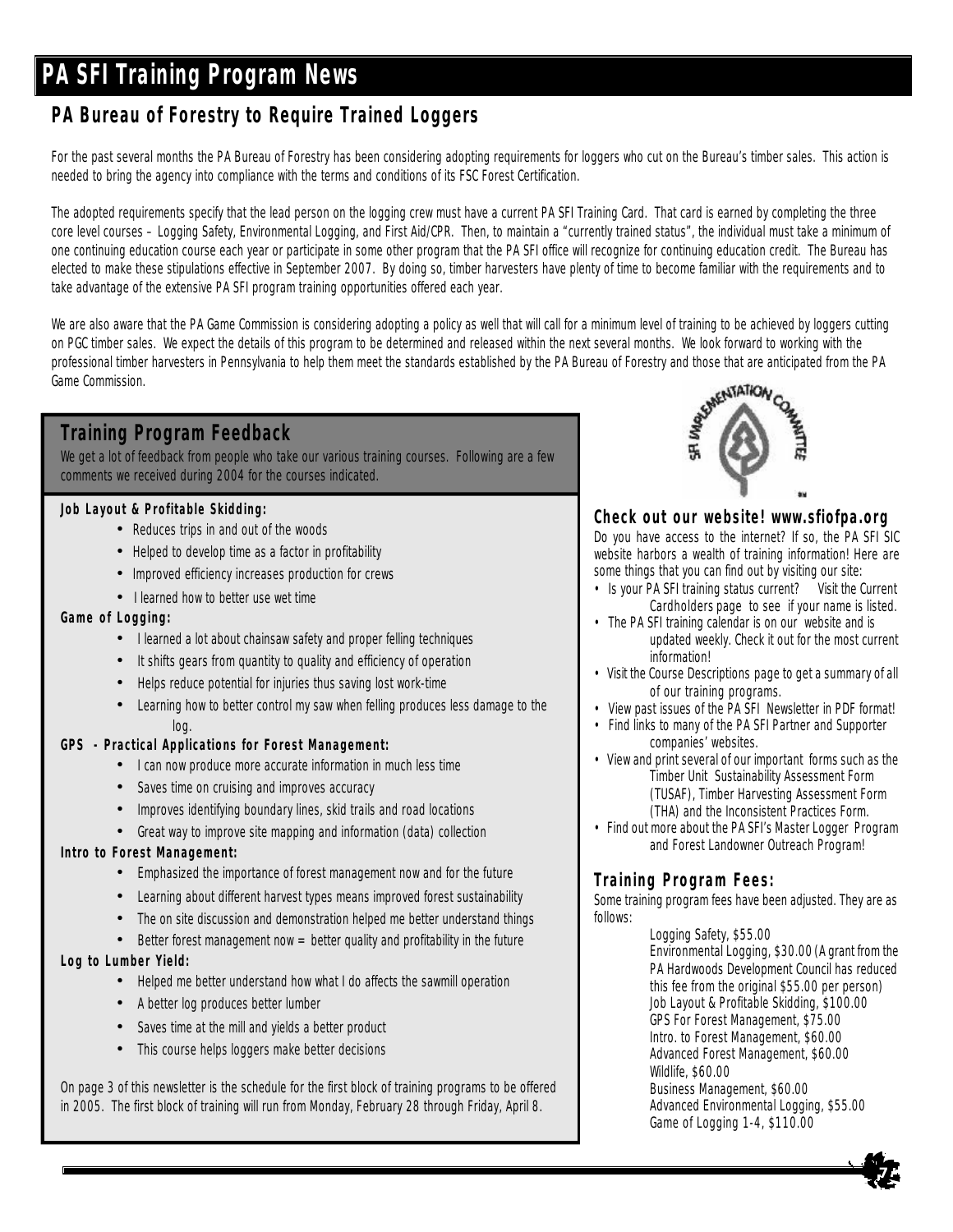# PA SFI Training Program News

## PA Bureau of Forestry to Require Trained Loggers

For the past several months the PA Bureau of Forestry has been considering adopting requirements for loggers who cut on the Bureau's timber sales. This action is needed to bring the agency into compliance with the terms and conditions of its FSC Forest Certification.

The adopted requirements specify that the lead person on the logging crew must have a current PA SFI Training Card. That card is earned by completing the three core level courses – Logging Safety, Environmental Logging, and First Aid/CPR. Then, to maintain a "currently trained status", the individual must take a minimum of one continuing education course each year or participate in some other program that the PA SFI office will recognize for continuing education credit. The Bureau has elected to make these stipulations effective in September 2007. By doing so, timber harvesters have plenty of time to become familiar with the requirements and to take advantage of the extensive PA SFI program training opportunities offered each year.

We are also aware that the PA Game Commission is considering adopting a policy as well that will call for a minimum level of training to be achieved by loggers cutting on PGC timber sales. We expect the details of this program to be determined and released within the next several months. We look forward to working with the professional timber harvesters in Pennsylvania to help them meet the standards established by the PA Bureau of Forestry and those that are anticipated from the PA Game Commission.

## Training Program Feedback

We get a lot of feedback from people who take our various training courses. Following are a few comments we received during 2004 for the courses indicated.

**Job Layout & Profitable Skidding:**

- Reduces trips in and out of the woods
- Helped to develop time as a factor in profitability
- Improved efficiency increases production for crews
- I learned how to better use wet time

**Game of Logging:**

- I learned a lot about chainsaw safety and proper felling techniques
- It shifts gears from quantity to quality and efficiency of operation
- Helps reduce potential for injuries thus saving lost work-time
- Learning how to better control my saw when felling produces less damage to the log.

**GPS - Practical Applications for Forest Management:**

- I can now produce more accurate information in much less time
- Saves time on cruising and improves accuracy
- Improves identifying boundary lines, skid trails and road locations
- Great way to improve site mapping and information (data) collection

**Intro to Forest Management:**

- Emphasized the importance of forest management now and for the future
- Learning about different harvest types means improved forest sustainability
- The on site discussion and demonstration helped me better understand things
- Better forest management now = better quality and profitability in the future

**Log to Lumber Yield:**

- Helped me better understand how what I do affects the sawmill operation
- A better log produces better lumber
- Saves time at the mill and yields a better product
- This course helps loggers make better decisions

On page 3 of this newsletter is the schedule for the first block of training programs to be offered in 2005. The first block of training will run from Monday, February 28 through Friday, April 8.

### Check out our website! www.sfiofpa.org

Do you have access to the internet? If so, the PA SFI SIC website harbors a wealth of training information! Here are some things that you can find out by visiting our site:

- Is your PA SFI training status current? Visit the Current Cardholders page to see if your name is listed.
- The PA SFI training calendar is on our website and is updated weekly. Check it out for the most current information!
- Visit the Course Descriptions page to get a summary of all of our training programs.
- View past issues of the PA SFI Newsletter in PDF format!
- Find links to many of the PA SFI Partner and Supporter companies' websites.
- View and print several of our important forms such as the Timber Unit Sustainability Assessment Form (TUSAF), Timber Harvesting Assessment Form (THA) and the Inconsistent Practices Form.
- Find out more about the PA SFI's Master Logger Program and Forest Landowner Outreach Program!

### Training Program Fees:

Some training program fees have been adjusted. They are as follows:

Logging Safety, $55.00
Environmental Logging, $30.00 (A grant from the PA Hardwoods Development Council has reduced this fee from the original $55.00 per person)
Job Layout & Profitable Skidding, $100.00
GPS For Forest Management, $75.00
Intro. to Forest Management, $60.00
Advanced Forest Management, $60.00
Wildlife, $60.00
Business Management, $60.00
Advanced Environmental Logging, $55.00
Game of Logging 1-4, $110.00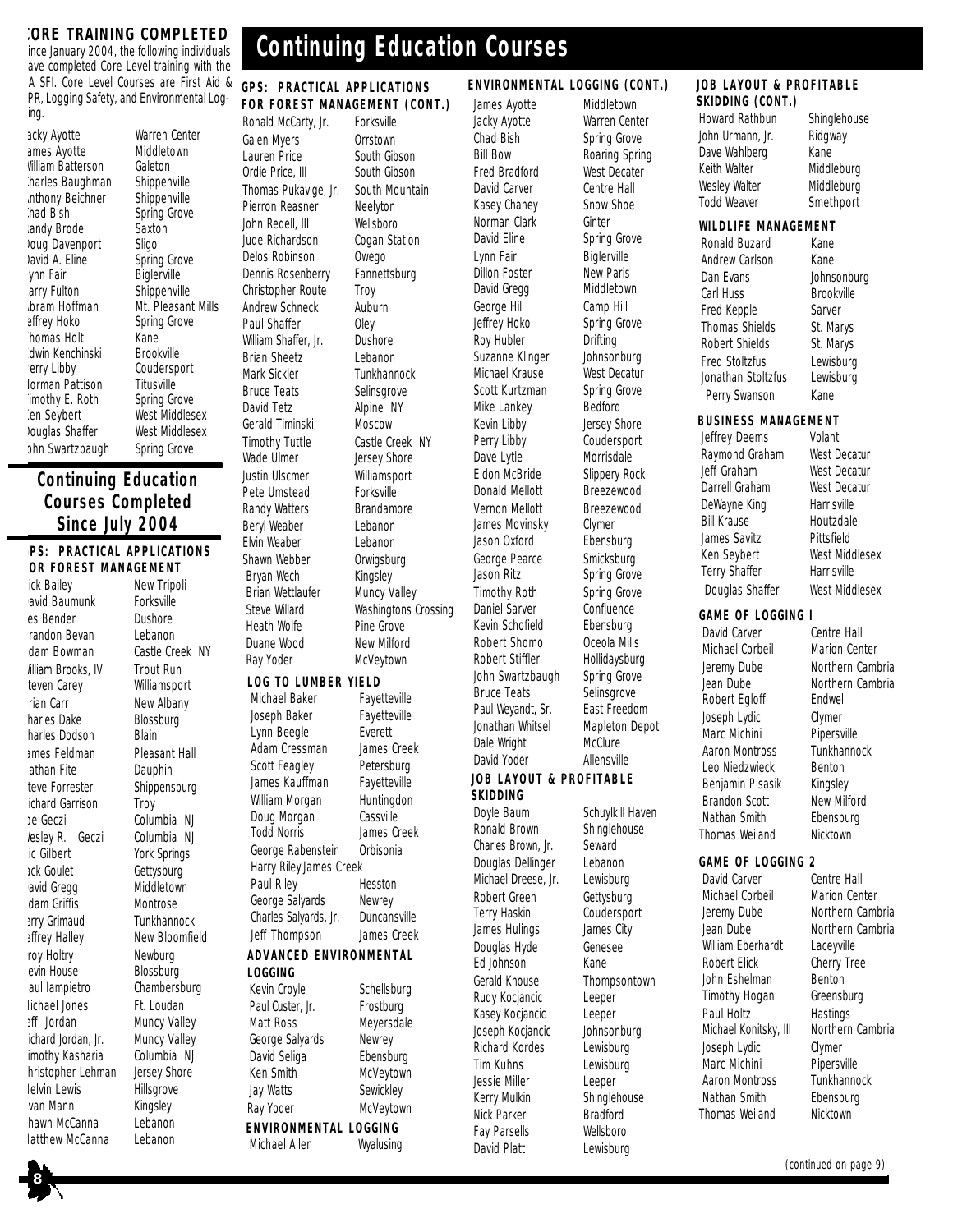## CORE TRAINING COMPLETED

Since January 2004, the following individuals have completed Core Level training with the PA SFI. Core Level Courses are First Aid & CPR, Logging Safety, and Environmental Logging.

| | |
|---|---|
| Jacky Ayotte | Warren Center |
| James Ayotte | Middletown |
| William Batterson | Galeton |
| Charles Baughman | Shippenville |
| Anthony Beichner | Shippenville |
| Chad Bish | Spring Grove |
| Randy Brode | Saxton |
| Doug Davenport | Sligo |
| David A. Eline | Spring Grove |
| Lynn Fair | Biglerville |
| Larry Fulton | Shippenville |
| Abram Hoffman | Mt. Pleasant Mills |
| Jeffrey Hoko | Spring Grove |
| Thomas Holt | Kane |
| Edwin Kenchinski | Brookville |
| Jerry Libby | Coudersport |
| Norman Pattison | Titusville |
| Timothy E. Roth | Spring Grove |
| Ken Seybert | West Middlesex |
| Douglas Shaffer | West Middlesex |
| John Swartzbaugh | Spring Grove |

# Continuing Education Courses

## Continuing Education Courses Completed Since July 2004

### GPS: PRACTICAL APPLICATIONS FOR FOREST MANAGEMENT

| | |
|---|---|
| Rick Bailey | New Tripoli |
| David Baumunk | Forksville |
| Les Bender | Dushore |
| Brandon Bevan | Lebanon |
| Adam Bowman | Castle Creek NY |
| William Brooks, IV | Trout Run |
| Steven Carey | Williamsport |
| Brian Carr | New Albany |
| Charles Dake | Blossburg |
| Charles Dodson | Blain |
| James Feldman | Pleasant Hall |
| Nathan Fite | Dauphin |
| Steve Forrester | Shippensburg |
| Richard Garrison | Troy |
| Joe Geczi | Columbia NJ |
| Wesley R. Geczi | Columbia NJ |
| Eric Gilbert | York Springs |
| Jack Goulet | Gettysburg |
| David Gregg | Middletown |
| Adam Griffis | Montrose |
| Jerry Grimaud | Tunkhannock |
| Jeffrey Halley | New Bloomfield |
| Troy Holtry | Newburg |
| Kevin House | Blossburg |
| Paul Iampietro | Chambersburg |
| Michael Jones | Ft. Loudan |
| Jeff Jordan | Muncy Valley |
| Richard Jordan, Jr. | Muncy Valley |
| Timothy Kasharia | Columbia NJ |
| Christopher Lehman | Jersey Shore |
| Melvin Lewis | Hillsgrove |
| Evan Mann | Kingsley |
| Shawn McCanna | Lebanon |
| Matthew McCanna | Lebanon |

### GPS: PRACTICAL APPLICATIONS FOR FOREST MANAGEMENT (CONT.)

| | |
|---|---|
| Ronald McCarty, Jr. | Forksville |
| Galen Myers | Orrstown |
| Lauren Price | South Gibson |
| Ordie Price, III | South Gibson |
| Thomas Pukavige, Jr. | South Mountain |
| Pierron Reasner | Neelyton |
| John Redell, III | Wellsboro |
| Jude Richardson | Cogan Station |
| Delos Robinson | Owego |
| Dennis Rosenberry | Fannettsburg |
| Christopher Route | Troy |
| Andrew Schneck | Auburn |
| Paul Shaffer | Oley |
| William Shaffer, Jr. | Dushore |
| Brian Sheetz | Lebanon |
| Mark Sickler | Tunkhannock |
| Bruce Teats | Selinsgrove |
| David Tetz | Alpine NY |
| Gerald Timinski | Moscow |
| Timothy Tuttle | Castle Creek NY |
| Wade Ulmer | Jersey Shore |
| Justin Ulscmer | Williamsport |
| Pete Umstead | Forksville |
| Randy Watters | Brandamore |
| Beryl Weaber | Lebanon |
| Elvin Weaber | Lebanon |
| Shawn Webber | Orwigsburg |
| Bryan Wech | Kingsley |
| Brian Wettlaufer | Muncy Valley |
| Steve Willard | Washingtons Crossing |
| Heath Wolfe | Pine Grove |
| Duane Wood | New Milford |
| Ray Yoder | McVeytown |

### LOG TO LUMBER YIELD

| | |
|---|---|
| Michael Baker | Fayetteville |
| Joseph Baker | Fayetteville |
| Lynn Beegle | Everett |
| Adam Cressman | James Creek |
| Scott Feagley | Petersburg |
| James Kauffman | Fayetteville |
| William Morgan | Huntingdon |
| Doug Morgan | Cassville |
| Todd Norris | James Creek |
| George Rabenstein | Orbisonia |
| Harry Riley | James Creek |
| Paul Riley | Hesston |
| George Salyards | Newrey |
| Charles Salyards, Jr. | Duncansville |
| Jeff Thompson | James Creek |

### ADVANCED ENVIRONMENTAL LOGGING

| | |
|---|---|
| Kevin Croyle | Schellsburg |
| Paul Custer, Jr. | Frostburg |
| Matt Ross | Meyersdale |
| George Salyards | Newrey |
| David Seliga | Ebensburg |
| Ken Smith | McVeytown |
| Jay Watts | Sewickley |
| Ray Yoder | McVeytown |

### ENVIRONMENTAL LOGGING

| | |
|---|---|
| Michael Allen | Wyalusing |

### ENVIRONMENTAL LOGGING (CONT.)

| | |
|---|---|
| James Ayotte | Middletown |
| Jacky Ayotte | Warren Center |
| Chad Bish | Spring Grove |
| Bill Bow | Roaring Spring |
| Fred Bradford | West Decater |
| David Carver | Centre Hall |
| Kasey Chaney | Snow Shoe |
| Norman Clark | Ginter |
| David Eline | Spring Grove |
| Lynn Fair | Biglerville |
| Dillon Foster | New Paris |
| David Gregg | Middletown |
| George Hill | Camp Hill |
| Jeffrey Hoko | Spring Grove |
| Roy Hubler | Drifting |
| Suzanne Klinger | Johnsonburg |
| Michael Krause | West Decatur |
| Scott Kurtzman | Spring Grove |
| Mike Lankey | Bedford |
| Kevin Libby | Jersey Shore |
| Perry Libby | Coudersport |
| Dave Lytle | Morrisdale |
| Eldon McBride | Slippery Rock |
| Donald Mellott | Breezewood |
| Vernon Mellott | Breezewood |
| James Movinsky | Clymer |
| Jason Oxford | Ebensburg |
| George Pearce | Smicksburg |
| Jason Ritz | Spring Grove |
| Timothy Roth | Spring Grove |
| Daniel Sarver | Confluence |
| Kevin Schofield | Ebensburg |
| Robert Shomo | Oceola Mills |
| Robert Stiffler | Hollidaysburg |
| John Swartzbaugh | Spring Grove |
| Bruce Teats | Selinsgrove |
| Paul Weyandt, Sr. | East Freedom |
| Jonathan Whitsel | Mapleton Depot |
| Dale Wright | McClure |
| David Yoder | Allensville |

### JOB LAYOUT & PROFITABLE SKIDDING

| | |
|---|---|
| Doyle Baum | Schuylkill Haven |
| Ronald Brown | Shinglehouse |
| Charles Brown, Jr. | Seward |
| Douglas Dellinger | Lebanon |
| Michael Dreese, Jr. | Lewisburg |
| Robert Green | Gettysburg |
| Terry Haskin | Coudersport |
| James Hulings | James City |
| Douglas Hyde | Genesee |
| Ed Johnson | Kane |
| Gerald Knouse | Thompsontown |
| Rudy Kocjancic | Leeper |
| Kasey Kocjancic | Leeper |
| Joseph Kocjancic | Johnsonburg |
| Richard Kordes | Lewisburg |
| Tim Kuhns | Lewisburg |
| Jessie Miller | Leeper |
| Kerry Mulkin | Shinglehouse |
| Nick Parker | Bradford |
| Fay Parsells | Wellsboro |
| David Platt | Lewisburg |

### JOB LAYOUT & PROFITABLE SKIDDING (CONT.)

| | |
|---|---|
| Howard Rathbun | Shinglehouse |
| John Urmann, Jr. | Ridgway |
| Dave Wahlberg | Kane |
| Keith Walter | Middleburg |
| Wesley Walter | Middleburg |
| Todd Weaver | Smethport |

### WILDLIFE MANAGEMENT

| | |
|---|---|
| Ronald Buzard | Kane |
| Andrew Carlson | Kane |
| Dan Evans | Johnsonburg |
| Carl Huss | Brookville |
| Fred Kepple | Sarver |
| Thomas Shields | St. Marys |
| Robert Shields | St. Marys |
| Fred Stoltzfus | Lewisburg |
| Jonathan Stoltzfus | Lewisburg |
| Perry Swanson | Kane |

### BUSINESS MANAGEMENT

| | |
|---|---|
| Jeffrey Deems | Volant |
| Raymond Graham | West Decatur |
| Jeff Graham | West Decatur |
| Darrell Graham | West Decatur |
| DeWayne King | Harrisville |
| Bill Krause | Houtzdale |
| James Savitz | Pittsfield |
| Ken Seybert | West Middlesex |
| Terry Shaffer | Harrisville |
| Douglas Shaffer | West Middlesex |

### GAME OF LOGGING I

| | |
|---|---|
| David Carver | Centre Hall |
| Michael Corbeil | Marion Center |
| Jeremy Dube | Northern Cambria |
| Jean Dube | Northern Cambria |
| Robert Egloff | Endwell |
| Joseph Lydic | Clymer |
| Marc Michini | Pipersville |
| Aaron Montross | Tunkhannock |
| Leo Niedzwiecki | Benton |
| Benjamin Pisasik | Kingsley |
| Brandon Scott | New Milford |
| Nathan Smith | Ebensburg |
| Thomas Weiland | Nicktown |

### GAME OF LOGGING 2

| | |
|---|---|
| David Carver | Centre Hall |
| Michael Corbeil | Marion Center |
| Jeremy Dube | Northern Cambria |
| Jean Dube | Northern Cambria |
| William Eberhardt | Laceyville |
| Robert Elick | Cherry Tree |
| John Eshelman | Benton |
| Timothy Hogan | Greensburg |
| Paul Holtz | Hastings |
| Michael Konitsky, III | Northern Cambria |
| Joseph Lydic | Clymer |
| Marc Michini | Pipersville |
| Aaron Montross | Tunkhannock |
| Nathan Smith | Ebensburg |
| Thomas Weiland | Nicktown |

(continued on page 9)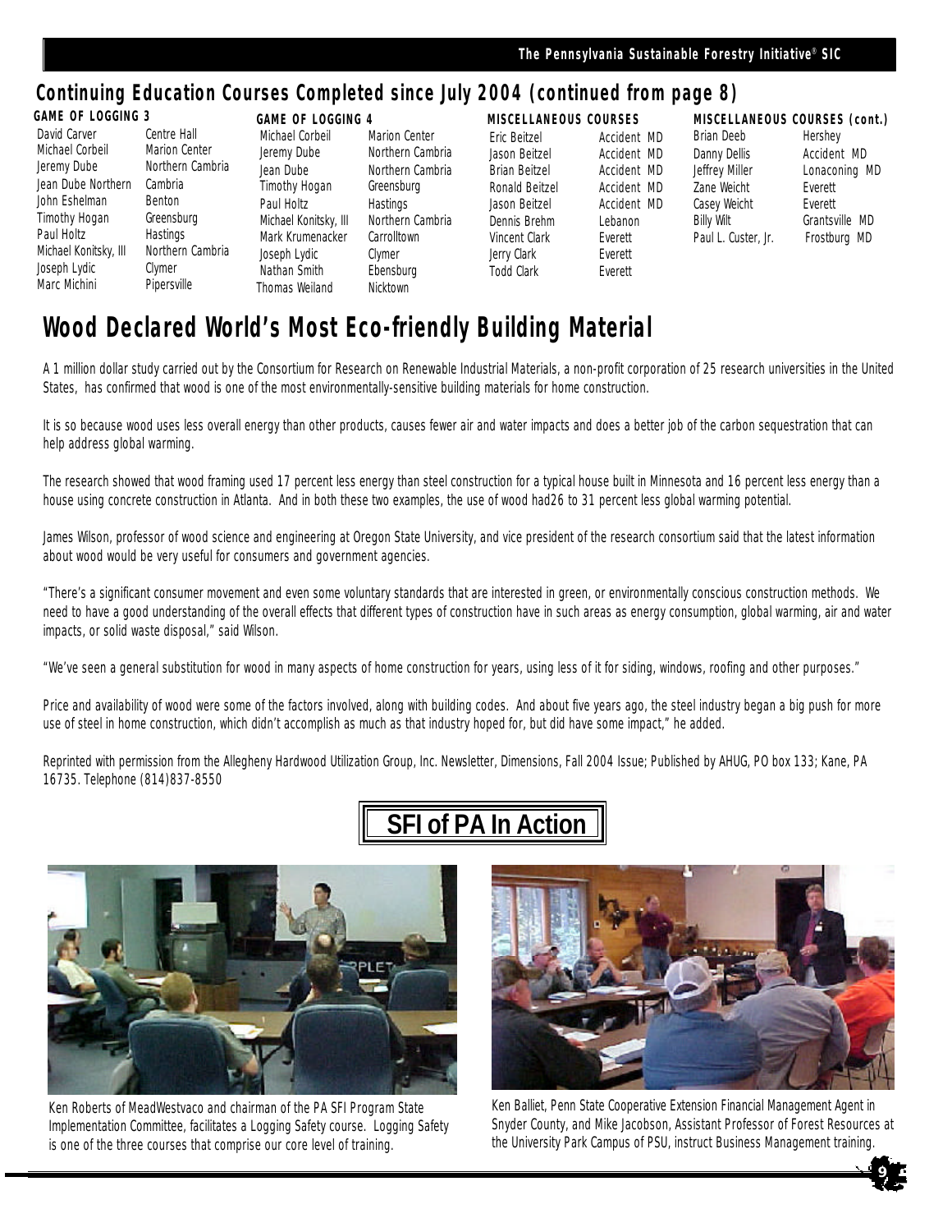## Continuing Education Courses Completed since July 2004 (continued from page 8)

**GAME OF LOGGING 3**

| Name | Location |
|---|---|
| David Carver | Centre Hall |
| Michael Corbeil | Marion Center |
| Jeremy Dube | Northern Cambria |
| Jean Dube | Northern Cambria |
| John Eshelman | Benton |
| Timothy Hogan | Greensburg |
| Paul Holtz | Hastings |
| Michael Konitsky, III | Northern Cambria |
| Joseph Lydic | Clymer |
| Marc Michini | Pipersville |

**GAME OF LOGGING 4**

| Name | Location |
|---|---|
| Michael Corbeil | Marion Center |
| Jeremy Dube | Northern Cambria |
| Jean Dube | Northern Cambria |
| Timothy Hogan | Greensburg |
| Paul Holtz | Hastings |
| Michael Konitsky, III | Northern Cambria |
| Mark Krumenacker | Carrolltown |
| Joseph Lydic | Clymer |
| Nathan Smith | Ebensburg |
| Thomas Weiland | Nicktown |

**MISCELLANEOUS COURSES**

| Name | Location |
|---|---|
| Eric Beitzel | Accident MD |
| Jason Beitzel | Accident MD |
| Brian Beitzel | Accident MD |
| Ronald Beitzel | Accident MD |
| Jason Beitzel | Accident MD |
| Dennis Brehm | Lebanon |
| Vincent Clark | Everett |
| Jerry Clark | Everett |
| Todd Clark | Everett |

**MISCELLANEOUS COURSES (cont.)**

| Name | Location |
|---|---|
| Brian Deeb | Hershey |
| Danny Dellis | Accident MD |
| Jeffrey Miller | Lonaconing MD |
| Zane Weicht | Everett |
| Casey Weicht | Everett |
| Billy Wilt | Grantsville MD |
| Paul L. Custer, Jr. | Frostburg MD |

# Wood Declared World's Most Eco-friendly Building Material

A 1 million dollar study carried out by the Consortium for Research on Renewable Industrial Materials, a non-profit corporation of 25 research universities in the United States, has confirmed that wood is one of the most environmentally-sensitive building materials for home construction.

It is so because wood uses less overall energy than other products, causes fewer air and water impacts and does a better job of the carbon sequestration that can help address global warming.

The research showed that wood framing used 17 percent less energy than steel construction for a typical house built in Minnesota and 16 percent less energy than a house using concrete construction in Atlanta. And in both these two examples, the use of wood had26 to 31 percent less global warming potential.

James Wilson, professor of wood science and engineering at Oregon State University, and vice president of the research consortium said that the latest information about wood would be very useful for consumers and government agencies.

"There's a significant consumer movement and even some voluntary standards that are interested in green, or environmentally conscious construction methods. We need to have a good understanding of the overall effects that different types of construction have in such areas as energy consumption, global warming, air and water impacts, or solid waste disposal," said Wilson.

"We've seen a general substitution for wood in many aspects of home construction for years, using less of it for siding, windows, roofing and other purposes."

Price and availability of wood were some of the factors involved, along with building codes. And about five years ago, the steel industry began a big push for more use of steel in home construction, which didn't accomplish as much as that industry hoped for, but did have some impact," he added.

Reprinted with permission from the Allegheny Hardwood Utilization Group, Inc. Newsletter, Dimensions, Fall 2004 Issue; Published by AHUG, PO box 133; Kane, PA 16735. Telephone (814)837-8550

## SFI of PA In Action

Ken Roberts of MeadWestvaco and chairman of the PA SFI Program State Implementation Committee, facilitates a Logging Safety course. Logging Safety is one of the three courses that comprise our core level of training.

Ken Balliet, Penn State Cooperative Extension Financial Management Agent in Snyder County, and Mike Jacobson, Assistant Professor of Forest Resources at the University Park Campus of PSU, instruct Business Management training.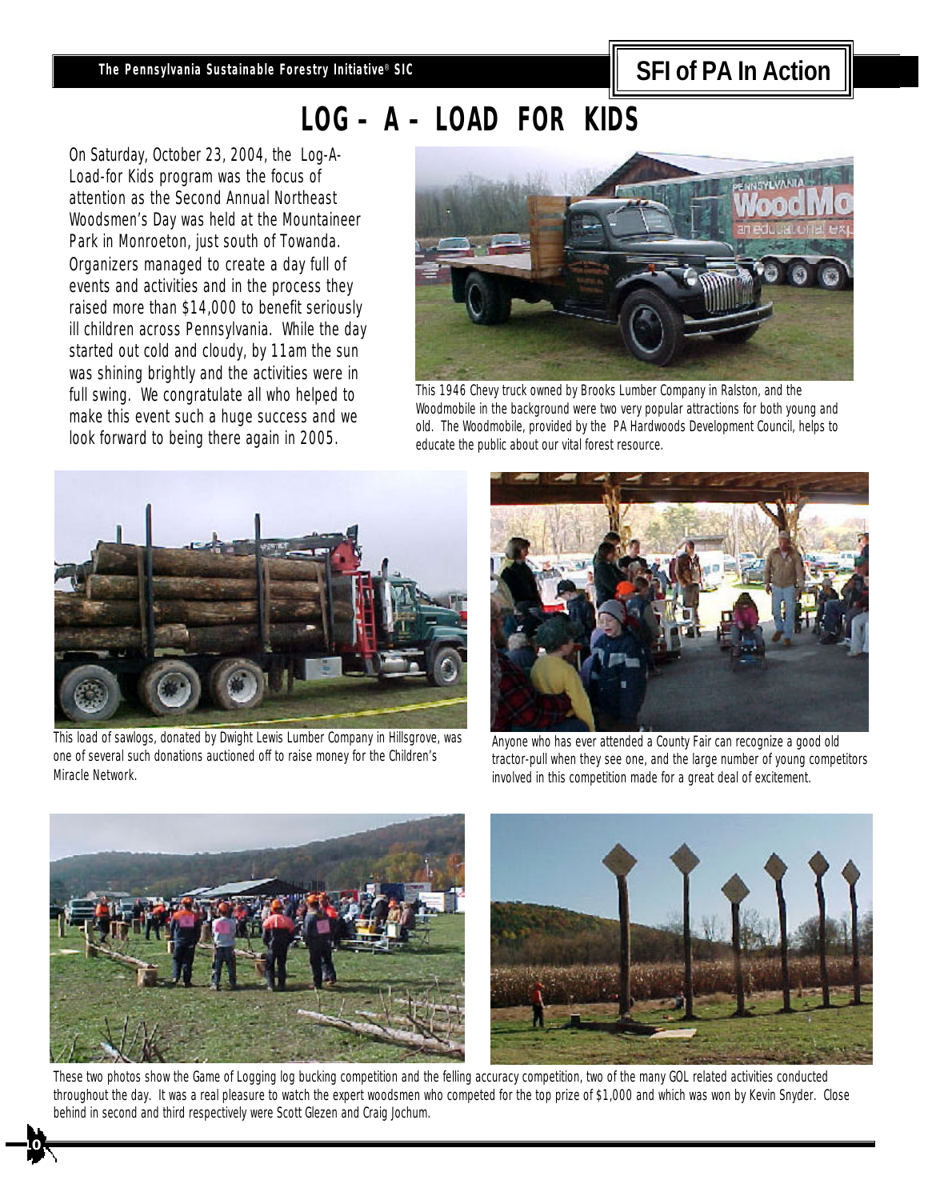# LOG - A - LOAD FOR KIDS

On Saturday, October 23, 2004, the Log-A-Load-for Kids program was the focus of attention as the Second Annual Northeast Woodsmen's Day was held at the Mountaineer Park in Monroeton, just south of Towanda. Organizers managed to create a day full of events and activities and in the process they raised more than $14,000 to benefit seriously ill children across Pennsylvania. While the day started out cold and cloudy, by 11am the sun was shining brightly and the activities were in full swing. We congratulate all who helped to make this event such a huge success and we look forward to being there again in 2005.

This 1946 Chevy truck owned by Brooks Lumber Company in Ralston, and the Woodmobile in the background were two very popular attractions for both young and old. The Woodmobile, provided by the PA Hardwoods Development Council, helps to educate the public about our vital forest resource.

This load of sawlogs, donated by Dwight Lewis Lumber Company in Hillsgrove, was one of several such donations auctioned off to raise money for the Children's Miracle Network.

Anyone who has ever attended a County Fair can recognize a good old tractor-pull when they see one, and the large number of young competitors involved in this competition made for a great deal of excitement.

These two photos show the Game of Logging log bucking competition and the felling accuracy competition, two of the many GOL related activities conducted throughout the day. It was a real pleasure to watch the expert woodsmen who competed for the top prize of $1,000 and which was won by Kevin Snyder. Close behind in second and third respectively were Scott Glezen and Craig Jochum.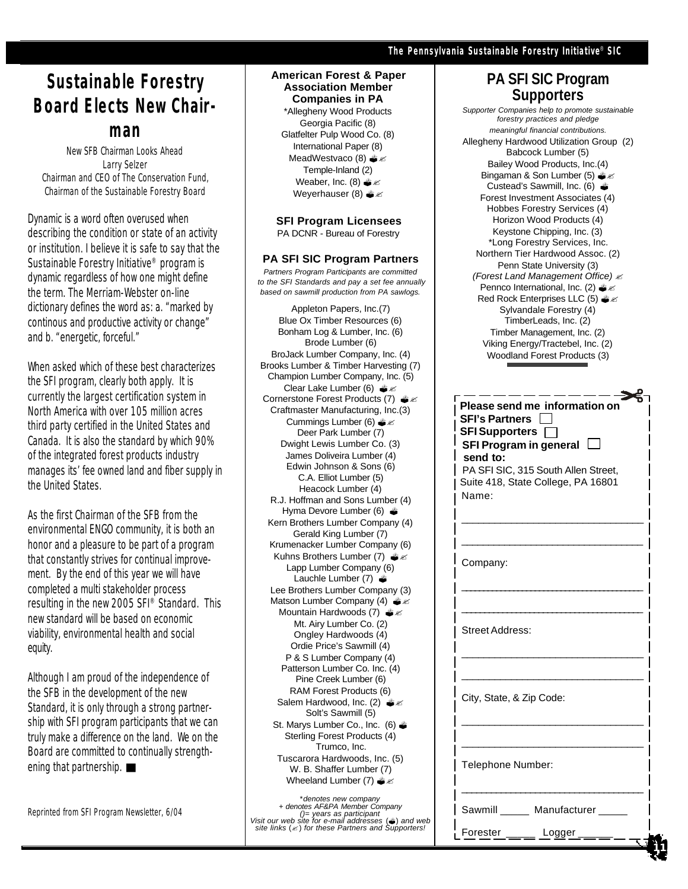# Sustainable Forestry Board Elects New Chairman

New SFB Chairman Looks Ahead
Larry Selzer
Chairman and CEO of The Conservation Fund,
Chairman of the Sustainable Forestry Board

Dynamic is a word often overused when describing the condition or state of an activity or institution. I believe it is safe to say that the Sustainable Forestry Initiative® program is dynamic regardless of how one might define the term. The Merriam-Webster on-line dictionary defines the word as: a. "marked by continous and productive activity or change" and b. "energetic, forceful."

When asked which of these best characterizes the SFI program, clearly both apply. It is currently the largest certification system in North America with over 105 million acres third party certified in the United States and Canada. It is also the standard by which 90% of the integrated forest products industry manages its' fee owned land and fiber supply in the United States.

As the first Chairman of the SFB from the environmental ENGO community, it is both an honor and a pleasure to be part of a program that constantly strives for continual improvement. By the end of this year we will have completed a multi stakeholder process resulting in the new 2005 SFI® Standard. This new standard will be based on economic viability, environmental health and social equity.

Although I am proud of the independence of the SFB in the development of the new Standard, it is only through a strong partnership with SFI program participants that we can truly make a difference on the land. We on the Board are committed to continually strengthening that partnership. ■

Reprinted from SFI Program Newsletter, 6/04

### American Forest & Paper Association Member Companies in PA

*Allegheny Wood Products
Georgia Pacific (8)
Glatfelter Pulp Wood Co. (8)
International Paper (8)
MeadWestvaco (8) ✉ ✍
Temple-Inland (2)
Weaber, Inc. (8) ✉ ✍
Weyerhauser (8) ✉ ✍

### SFI Program Licensees

PA DCNR - Bureau of Forestry

### PA SFI SIC Program Partners

*Partners Program Participants are committed to the SFI Standards and pay a set fee annually based on sawmill production from PA sawlogs.*

Appleton Papers, Inc.(7)
Blue Ox Timber Resources (6)
Bonham Log & Lumber, Inc. (6)
Brode Lumber (6)
BroJack Lumber Company, Inc. (4)
Brooks Lumber & Timber Harvesting (7)
Champion Lumber Company, Inc. (5)
Clear Lake Lumber (6) ✉ ✍
Cornerstone Forest Products (7) ✉ ✍
Craftmaster Manufacturing, Inc.(3)
Cummings Lumber (6) ✉ ✍
Deer Park Lumber (7)
Dwight Lewis Lumber Co. (3)
James Doliveira Lumber (4)
Edwin Johnson & Sons (6)
C.A. Elliot Lumber (5)
Heacock Lumber (4)
R.J. Hoffman and Sons Lumber (4)
Hyma Devore Lumber (6) ✉
Kern Brothers Lumber Company (4)
Gerald King Lumber (7)
Krumenacker Lumber Company (6)
Kuhns Brothers Lumber (7) ✉ ✍
Lapp Lumber Company (6)
Lauchle Lumber (7) ✉
Lee Brothers Lumber Company (3)
Matson Lumber Company (4) ✉ ✍
Mountain Hardwoods (7) ✉ ✍
Mt. Airy Lumber Co. (2)
Ongley Hardwoods (4)
Ordie Price's Sawmill (4)
P & S Lumber Company (4)
Patterson Lumber Co. Inc. (4)
Pine Creek Lumber (6)
RAM Forest Products (6)
Salem Hardwood, Inc. (2) ✉ ✍
Solt's Sawmill (5)
St. Marys Lumber Co., Inc. (6) ✉
Sterling Forest Products (4)
Trumco, Inc.
Tuscarora Hardwoods, Inc. (5)
W. B. Shaffer Lumber (7)
Wheeland Lumber (7) ✉ ✍

*\*denotes new company*
*+ denotes AF&PA Member Company*
*()= years as participant*
*Visit our web site for e-mail addresses (✉) and web site links (✍) for these Partners and Supporters!*

## PA SFI SIC Program Supporters

*Supporter Companies help to promote sustainable forestry practices and pledge meaningful financial contributions.*

Allegheny Hardwood Utilization Group (2)
Babcock Lumber (5)
Bailey Wood Products, Inc.(4)
Bingaman & Son Lumber (5) ✉ ✍
Custead's Sawmill, Inc. (6) ✉
Forest Investment Associates (4)
Hobbes Forestry Services (4)
Horizon Wood Products (4)
Keystone Chipping, Inc. (3)
*Long Forestry Services, Inc.
Northern Tier Hardwood Assoc. (2)
Penn State University (3)
*(Forest Land Management Office)* ✍
Pennco International, Inc. (2) ✉ ✍
Red Rock Enterprises LLC (5) ✉ ✍
Sylvandale Forestry (4)
TimberLeads, Inc. (2)
Timber Management, Inc. (2)
Viking Energy/Tractebel, Inc. (2)
Woodland Forest Products (3)

---

**Please send me information on**
**SFI's Partners** ☐
**SFI Supporters** ☐
**SFI Program in general** ☐
**send to:**
PA SFI SIC, 315 South Allen Street, Suite 418, State College, PA 16801

Name: ______________________________

Company: ______________________________

Street Address: ______________________________

City, State, & Zip Code: ______________________________

Telephone Number: ______________________________

Sawmill _____ Manufacturer _____

Forester _____ Logger _____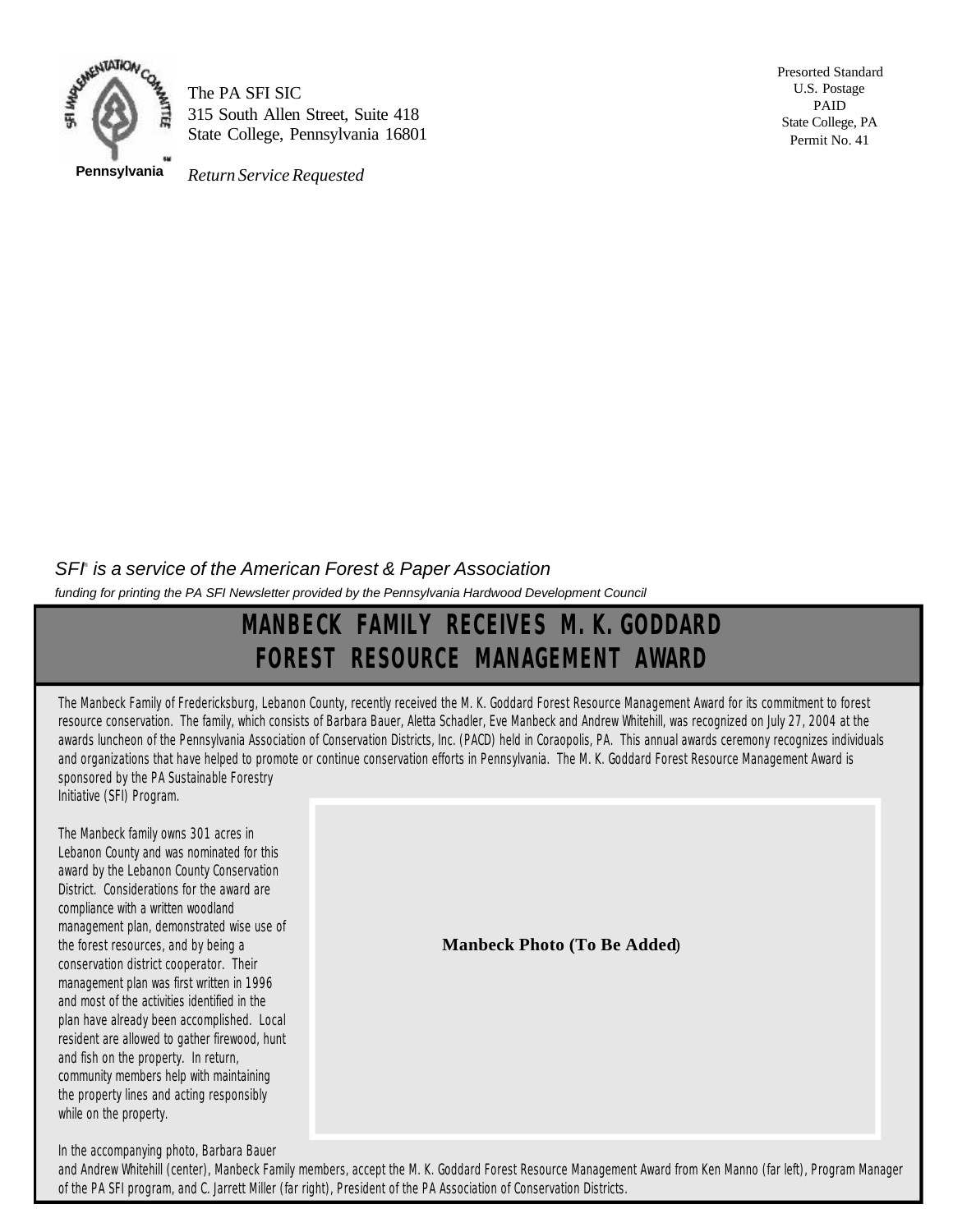The PA SFI SIC
315 South Allen Street, Suite 418
State College, Pennsylvania 16801

*Return Service Requested*

Pennsylvania

Presorted Standard
U.S. Postage
PAID
State College, PA
Permit No. 41

*SFI® is a service of the American Forest & Paper Association*

*funding for printing the PA SFI Newsletter provided by the Pennsylvania Hardwood Development Council*

# MANBECK FAMILY RECEIVES M. K. GODDARD FOREST RESOURCE MANAGEMENT AWARD

The Manbeck Family of Fredericksburg, Lebanon County, recently received the M. K. Goddard Forest Resource Management Award for its commitment to forest resource conservation. The family, which consists of Barbara Bauer, Aletta Schadler, Eve Manbeck and Andrew Whitehill, was recognized on July 27, 2004 at the awards luncheon of the Pennsylvania Association of Conservation Districts, Inc. (PACD) held in Coraopolis, PA. This annual awards ceremony recognizes individuals and organizations that have helped to promote or continue conservation efforts in Pennsylvania. The M. K. Goddard Forest Resource Management Award is sponsored by the PA Sustainable Forestry Initiative (SFI) Program.

The Manbeck family owns 301 acres in Lebanon County and was nominated for this award by the Lebanon County Conservation District. Considerations for the award are compliance with a written woodland management plan, demonstrated wise use of the forest resources, and by being a conservation district cooperator. Their management plan was first written in 1996 and most of the activities identified in the plan have already been accomplished. Local resident are allowed to gather firewood, hunt and fish on the property. In return, community members help with maintaining the property lines and acting responsibly while on the property.

**Manbeck Photo (To Be Added)**

In the accompanying photo, Barbara Bauer and Andrew Whitehill (center), Manbeck Family members, accept the M. K. Goddard Forest Resource Management Award from Ken Manno (far left), Program Manager of the PA SFI program, and C. Jarrett Miller (far right), President of the PA Association of Conservation Districts.